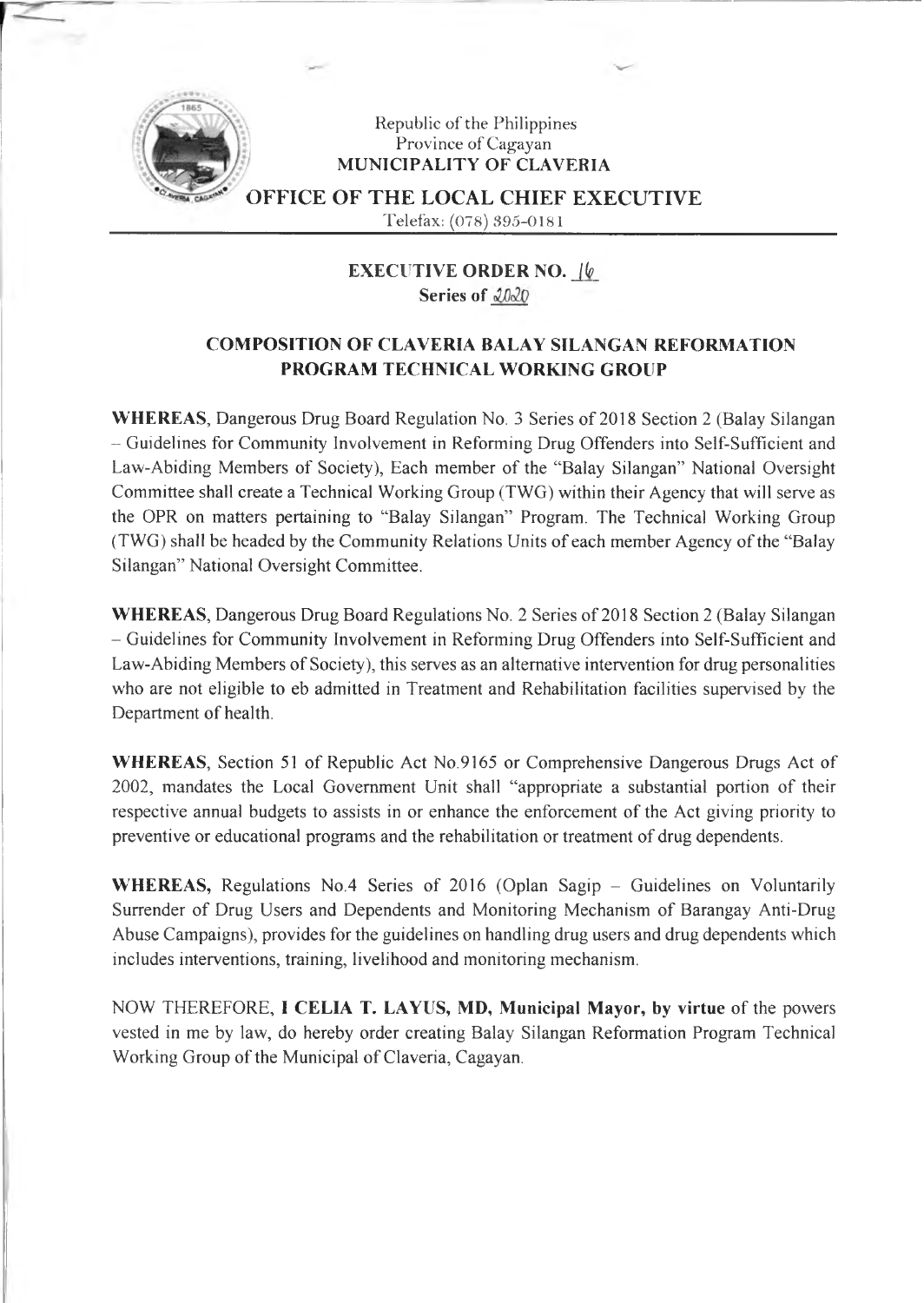Republic of the Philippines
Province of Cagayan
**MUNICIPALITY OF CLAVERIA**

**OFFICE OF THE LOCAL CHIEF EXECUTIVE**
Telefax: (078) 395-0181

**EXECUTIVE ORDER NO. 16**
**Series of 2020**

## COMPOSITION OF CLAVERIA BALAY SILANGAN REFORMATION PROGRAM TECHNICAL WORKING GROUP

**WHEREAS**, Dangerous Drug Board Regulation No. 3 Series of 2018 Section 2 (Balay Silangan – Guidelines for Community Involvement in Reforming Drug Offenders into Self-Sufficient and Law-Abiding Members of Society), Each member of the "Balay Silangan" National Oversight Committee shall create a Technical Working Group (TWG) within their Agency that will serve as the OPR on matters pertaining to "Balay Silangan" Program. The Technical Working Group (TWG) shall be headed by the Community Relations Units of each member Agency of the "Balay Silangan" National Oversight Committee.

**WHEREAS**, Dangerous Drug Board Regulations No. 2 Series of 2018 Section 2 (Balay Silangan – Guidelines for Community Involvement in Reforming Drug Offenders into Self-Sufficient and Law-Abiding Members of Society), this serves as an alternative intervention for drug personalities who are not eligible to eb admitted in Treatment and Rehabilitation facilities supervised by the Department of health.

**WHEREAS**, Section 51 of Republic Act No.9165 or Comprehensive Dangerous Drugs Act of 2002, mandates the Local Government Unit shall "appropriate a substantial portion of their respective annual budgets to assists in or enhance the enforcement of the Act giving priority to preventive or educational programs and the rehabilitation or treatment of drug dependents.

**WHEREAS,** Regulations No.4 Series of 2016 (Oplan Sagip – Guidelines on Voluntarily Surrender of Drug Users and Dependents and Monitoring Mechanism of Barangay Anti-Drug Abuse Campaigns), provides for the guidelines on handling drug users and drug dependents which includes interventions, training, livelihood and monitoring mechanism.

NOW THEREFORE, **I CELIA T. LAYUS, MD, Municipal Mayor, by virtue** of the powers vested in me by law, do hereby order creating Balay Silangan Reformation Program Technical Working Group of the Municipal of Claveria, Cagayan.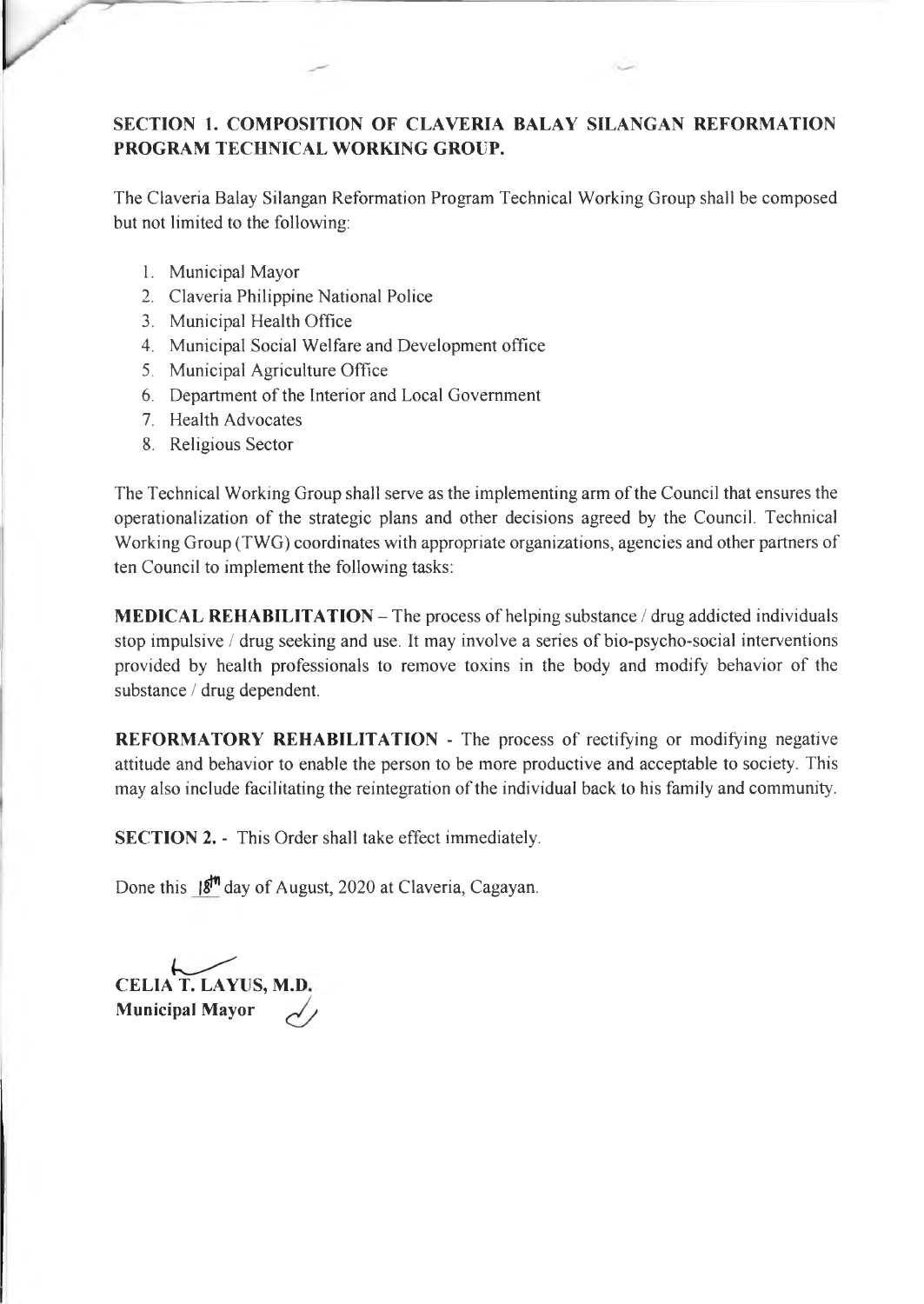**SECTION 1. COMPOSITION OF CLAVERIA BALAY SILANGAN REFORMATION PROGRAM TECHNICAL WORKING GROUP.**

The Claveria Balay Silangan Reformation Program Technical Working Group shall be composed but not limited to the following:

1. Municipal Mayor
2. Claveria Philippine National Police
3. Municipal Health Office
4. Municipal Social Welfare and Development office
5. Municipal Agriculture Office
6. Department of the Interior and Local Government
7. Health Advocates
8. Religious Sector

The Technical Working Group shall serve as the implementing arm of the Council that ensures the operationalization of the strategic plans and other decisions agreed by the Council. Technical Working Group (TWG) coordinates with appropriate organizations, agencies and other partners of ten Council to implement the following tasks:

**MEDICAL REHABILITATION** – The process of helping substance / drug addicted individuals stop impulsive / drug seeking and use. It may involve a series of bio-psycho-social interventions provided by health professionals to remove toxins in the body and modify behavior of the substance / drug dependent.

**REFORMATORY REHABILITATION** - The process of rectifying or modifying negative attitude and behavior to enable the person to be more productive and acceptable to society. This may also include facilitating the reintegration of the individual back to his family and community.

**SECTION 2.** - This Order shall take effect immediately.

Done this 18th day of August, 2020 at Claveria, Cagayan.

**CELIA T. LAYUS, M.D.**
**Municipal Mayor**